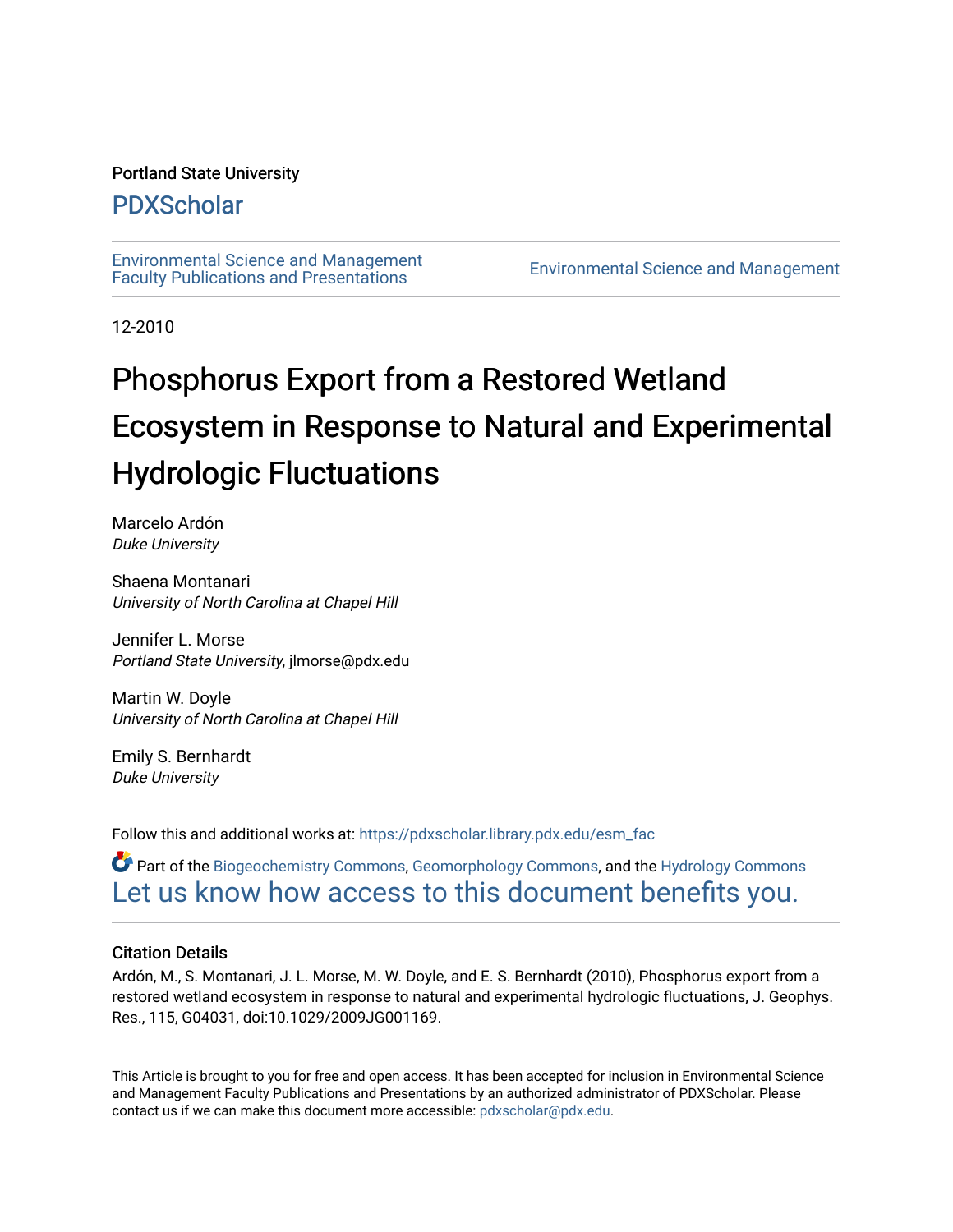Portland State University

# PDXScholar

Environmental Science and Management Faculty Publications and Presentations

Environmental Science and Management

12-2010

# Phosphorus Export from a Restored Wetland Ecosystem in Response to Natural and Experimental Hydrologic Fluctuations

Marcelo Ardón
*Duke University*

Shaena Montanari
*University of North Carolina at Chapel Hill*

Jennifer L. Morse
*Portland State University*, jlmorse@pdx.edu

Martin W. Doyle
*University of North Carolina at Chapel Hill*

Emily S. Bernhardt
*Duke University*

Follow this and additional works at: https://pdxscholar.library.pdx.edu/esm_fac

Part of the Biogeochemistry Commons, Geomorphology Commons, and the Hydrology Commons

Let us know how access to this document benefits you.

### Citation Details

Ardón, M., S. Montanari, J. L. Morse, M. W. Doyle, and E. S. Bernhardt (2010), Phosphorus export from a restored wetland ecosystem in response to natural and experimental hydrologic fluctuations, J. Geophys. Res., 115, G04031, doi:10.1029/2009JG001169.

This Article is brought to you for free and open access. It has been accepted for inclusion in Environmental Science and Management Faculty Publications and Presentations by an authorized administrator of PDXScholar. Please contact us if we can make this document more accessible: pdxscholar@pdx.edu.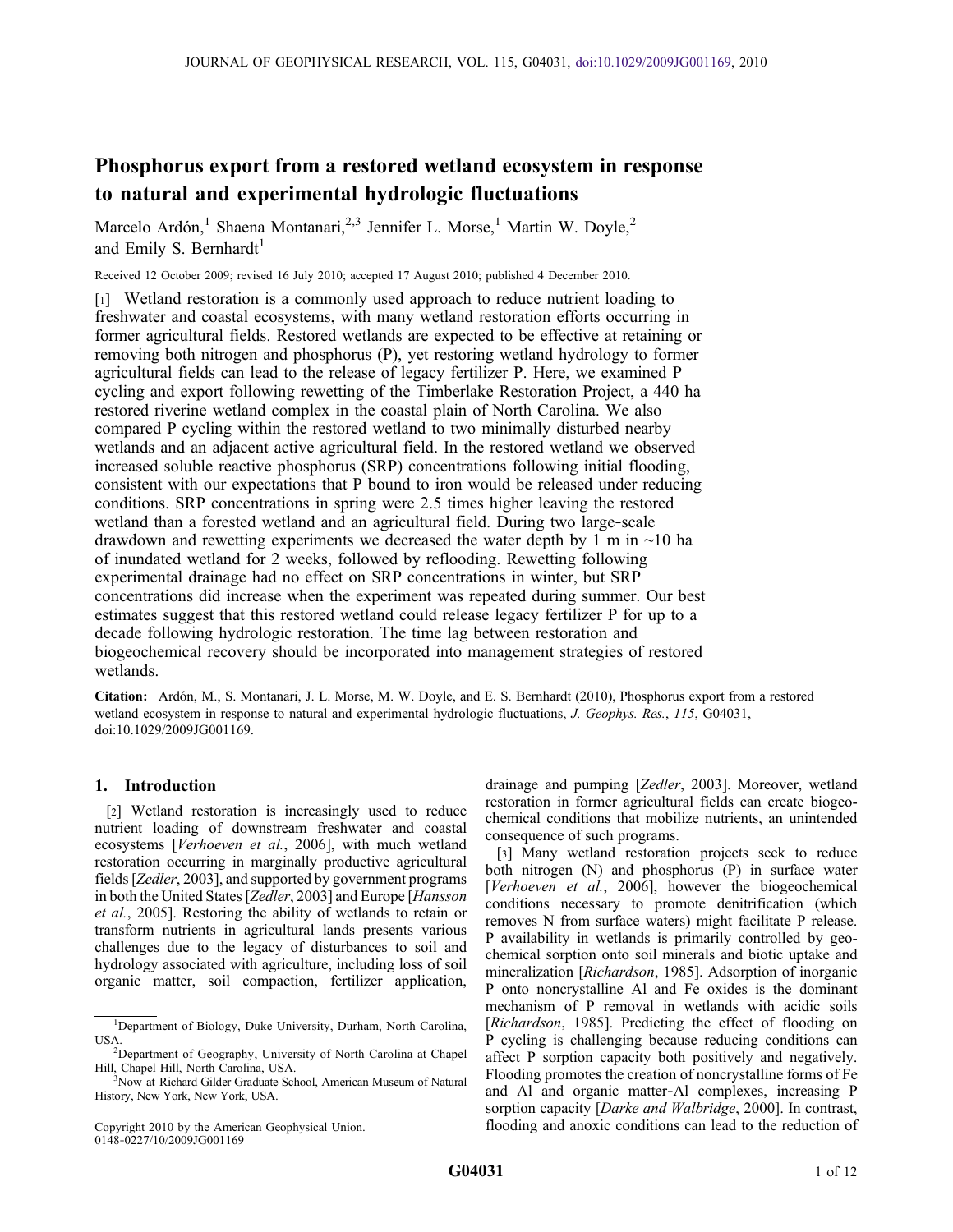# Phosphorus export from a restored wetland ecosystem in response to natural and experimental hydrologic fluctuations

Marcelo Ardón,[1] Shaena Montanari,[2,3] Jennifer L. Morse,[1] Martin W. Doyle,[2] and Emily S. Bernhardt[1]

Received 12 October 2009; revised 16 July 2010; accepted 17 August 2010; published 4 December 2010.

[1] Wetland restoration is a commonly used approach to reduce nutrient loading to freshwater and coastal ecosystems, with many wetland restoration efforts occurring in former agricultural fields. Restored wetlands are expected to be effective at retaining or removing both nitrogen and phosphorus (P), yet restoring wetland hydrology to former agricultural fields can lead to the release of legacy fertilizer P. Here, we examined P cycling and export following rewetting of the Timberlake Restoration Project, a 440 ha restored riverine wetland complex in the coastal plain of North Carolina. We also compared P cycling within the restored wetland to two minimally disturbed nearby wetlands and an adjacent active agricultural field. In the restored wetland we observed increased soluble reactive phosphorus (SRP) concentrations following initial flooding, consistent with our expectations that P bound to iron would be released under reducing conditions. SRP concentrations in spring were 2.5 times higher leaving the restored wetland than a forested wetland and an agricultural field. During two large-scale drawdown and rewetting experiments we decreased the water depth by 1 m in ~10 ha of inundated wetland for 2 weeks, followed by reflooding. Rewetting following experimental drainage had no effect on SRP concentrations in winter, but SRP concentrations did increase when the experiment was repeated during summer. Our best estimates suggest that this restored wetland could release legacy fertilizer P for up to a decade following hydrologic restoration. The time lag between restoration and biogeochemical recovery should be incorporated into management strategies of restored wetlands.

**Citation:** Ardón, M., S. Montanari, J. L. Morse, M. W. Doyle, and E. S. Bernhardt (2010), Phosphorus export from a restored wetland ecosystem in response to natural and experimental hydrologic fluctuations, *J. Geophys. Res.*, *115*, G04031, doi:10.1029/2009JG001169.

## 1. Introduction

[2] Wetland restoration is increasingly used to reduce nutrient loading of downstream freshwater and coastal ecosystems [*Verhoeven et al.*, 2006], with much wetland restoration occurring in marginally productive agricultural fields [*Zedler*, 2003], and supported by government programs in both the United States [*Zedler*, 2003] and Europe [*Hansson et al.*, 2005]. Restoring the ability of wetlands to retain or transform nutrients in agricultural lands presents various challenges due to the legacy of disturbances to soil and hydrology associated with agriculture, including loss of soil organic matter, soil compaction, fertilizer application, drainage and pumping [*Zedler*, 2003]. Moreover, wetland restoration in former agricultural fields can create biogeochemical conditions that mobilize nutrients, an unintended consequence of such programs.

[3] Many wetland restoration projects seek to reduce both nitrogen (N) and phosphorus (P) in surface water [*Verhoeven et al.*, 2006], however the biogeochemical conditions necessary to promote denitrification (which removes N from surface waters) might facilitate P release. P availability in wetlands is primarily controlled by geochemical sorption onto soil minerals and biotic uptake and mineralization [*Richardson*, 1985]. Adsorption of inorganic P onto noncrystalline Al and Fe oxides is the dominant mechanism of P removal in wetlands with acidic soils [*Richardson*, 1985]. Predicting the effect of flooding on P cycling is challenging because reducing conditions can affect P sorption capacity both positively and negatively. Flooding promotes the creation of noncrystalline forms of Fe and Al and organic matter-Al complexes, increasing P sorption capacity [*Darke and Walbridge*, 2000]. In contrast, flooding and anoxic conditions can lead to the reduction of

---

[1]Department of Biology, Duke University, Durham, North Carolina, USA.

[2]Department of Geography, University of North Carolina at Chapel Hill, Chapel Hill, North Carolina, USA.

[3]Now at Richard Gilder Graduate School, American Museum of Natural History, New York, New York, USA.

Copyright 2010 by the American Geophysical Union.
0148-0227/10/2009JG001169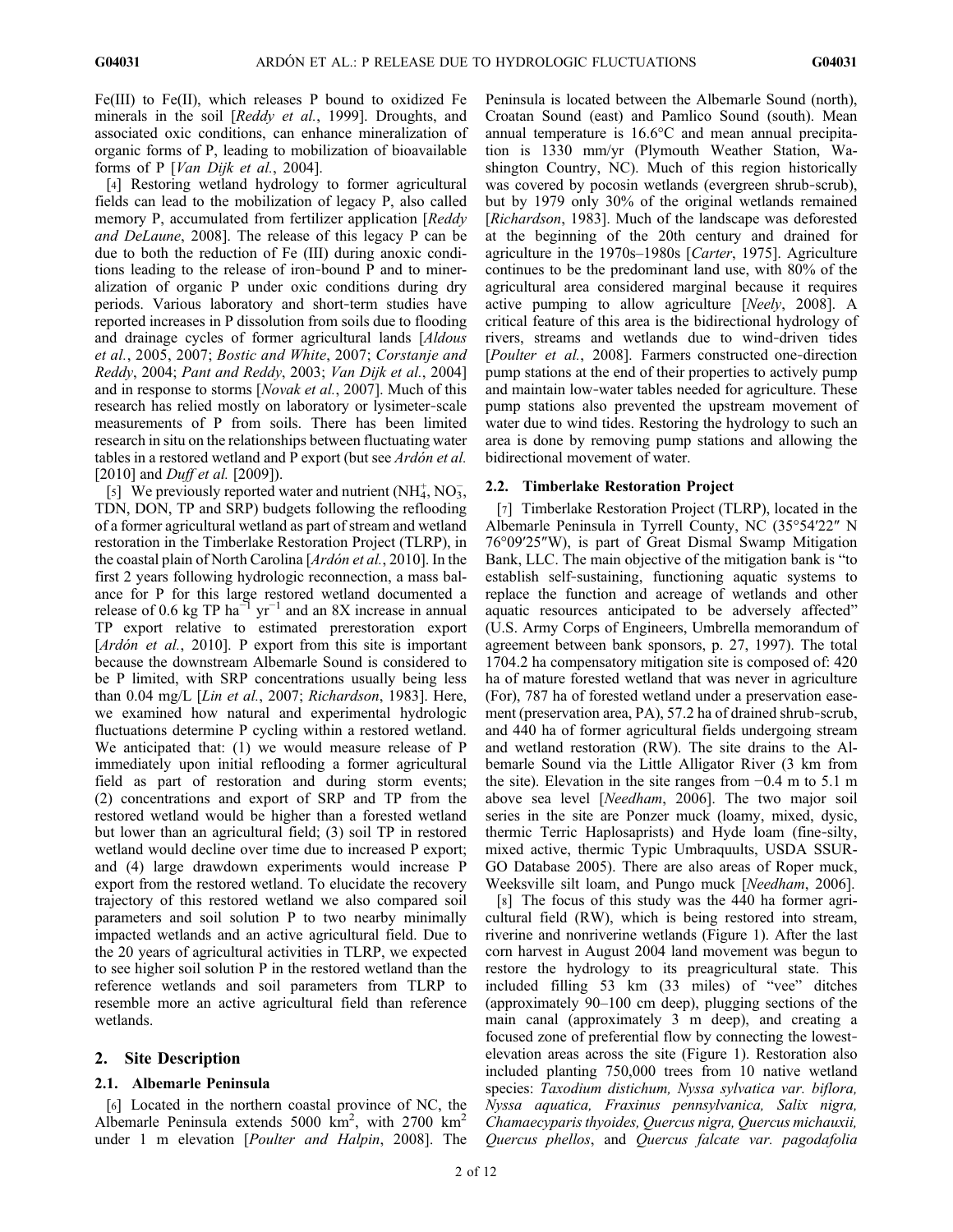Fe(III) to Fe(II), which releases P bound to oxidized Fe minerals in the soil [*Reddy et al.*, 1999]. Droughts, and associated oxic conditions, can enhance mineralization of organic forms of P, leading to mobilization of bioavailable forms of P [*Van Dijk et al.*, 2004].

[4] Restoring wetland hydrology to former agricultural fields can lead to the mobilization of legacy P, also called memory P, accumulated from fertilizer application [*Reddy and DeLaune*, 2008]. The release of this legacy P can be due to both the reduction of Fe (III) during anoxic conditions leading to the release of iron-bound P and to mineralization of organic P under oxic conditions during dry periods. Various laboratory and short-term studies have reported increases in P dissolution from soils due to flooding and drainage cycles of former agricultural lands [*Aldous et al.*, 2005, 2007; *Bostic and White*, 2007; *Corstanje and Reddy*, 2004; *Pant and Reddy*, 2003; *Van Dijk et al.*, 2004] and in response to storms [*Novak et al.*, 2007]. Much of this research has relied mostly on laboratory or lysimeter-scale measurements of P from soils. There has been limited research in situ on the relationships between fluctuating water tables in a restored wetland and P export (but see *Ardón et al.* [2010] and *Duff et al.* [2009]).

[5] We previously reported water and nutrient ($NH_4^+$, $NO_3^-$, TDN, DON, TP and SRP) budgets following the reflooding of a former agricultural wetland as part of stream and wetland restoration in the Timberlake Restoration Project (TLRP), in the coastal plain of North Carolina [*Ardón et al.*, 2010]. In the first 2 years following hydrologic reconnection, a mass balance for P for this large restored wetland documented a release of 0.6 kg TP $ha^{-1}$ $yr^{-1}$ and an 8X increase in annual TP export relative to estimated prerestoration export [*Ardón et al.*, 2010]. P export from this site is important because the downstream Albemarle Sound is considered to be P limited, with SRP concentrations usually being less than 0.04 mg/L [*Lin et al.*, 2007; *Richardson*, 1983]. Here, we examined how natural and experimental hydrologic fluctuations determine P cycling within a restored wetland. We anticipated that: (1) we would measure release of P immediately upon initial reflooding a former agricultural field as part of restoration and during storm events; (2) concentrations and export of SRP and TP from the restored wetland would be higher than a forested wetland but lower than an agricultural field; (3) soil TP in restored wetland would decline over time due to increased P export; and (4) large drawdown experiments would increase P export from the restored wetland. To elucidate the recovery trajectory of this restored wetland we also compared soil parameters and soil solution P to two nearby minimally impacted wetlands and an active agricultural field. Due to the 20 years of agricultural activities in TLRP, we expected to see higher soil solution P in the restored wetland than the reference wetlands and soil parameters from TLRP to resemble more an active agricultural field than reference wetlands.

## 2. Site Description

### 2.1. Albemarle Peninsula

[6] Located in the northern coastal province of NC, the Albemarle Peninsula extends 5000 $km^2$, with 2700 $km^2$ under 1 m elevation [*Poulter and Halpin*, 2008]. The Peninsula is located between the Albemarle Sound (north), Croatan Sound (east) and Pamlico Sound (south). Mean annual temperature is 16.6°C and mean annual precipitation is 1330 mm/yr (Plymouth Weather Station, Washington Country, NC). Much of this region historically was covered by pocosin wetlands (evergreen shrub-scrub), but by 1979 only 30% of the original wetlands remained [*Richardson*, 1983]. Much of the landscape was deforested at the beginning of the 20th century and drained for agriculture in the 1970s–1980s [*Carter*, 1975]. Agriculture continues to be the predominant land use, with 80% of the agricultural area considered marginal because it requires active pumping to allow agriculture [*Neely*, 2008]. A critical feature of this area is the bidirectional hydrology of rivers, streams and wetlands due to wind-driven tides [*Poulter et al.*, 2008]. Farmers constructed one-direction pump stations at the end of their properties to actively pump and maintain low-water tables needed for agriculture. These pump stations also prevented the upstream movement of water due to wind tides. Restoring the hydrology to such an area is done by removing pump stations and allowing the bidirectional movement of water.

### 2.2. Timberlake Restoration Project

[7] Timberlake Restoration Project (TLRP), located in the Albemarle Peninsula in Tyrrell County, NC (35°54′22″ N 76°09′25″W), is part of Great Dismal Swamp Mitigation Bank, LLC. The main objective of the mitigation bank is "to establish self-sustaining, functioning aquatic systems to replace the function and acreage of wetlands and other aquatic resources anticipated to be adversely affected" (U.S. Army Corps of Engineers, Umbrella memorandum of agreement between bank sponsors, p. 27, 1997). The total 1704.2 ha compensatory mitigation site is composed of: 420 ha of mature forested wetland that was never in agriculture (For), 787 ha of forested wetland under a preservation easement (preservation area, PA), 57.2 ha of drained shrub-scrub, and 440 ha of former agricultural fields undergoing stream and wetland restoration (RW). The site drains to the Albemarle Sound via the Little Alligator River (3 km from the site). Elevation in the site ranges from −0.4 m to 5.1 m above sea level [*Needham*, 2006]. The two major soil series in the site are Ponzer muck (loamy, mixed, dysic, thermic Terric Haplosaprists) and Hyde loam (fine-silty, mixed active, thermic Typic Umbraquults, USDA SSURGO Database 2005). There are also areas of Roper muck, Weeksville silt loam, and Pungo muck [*Needham*, 2006].

[8] The focus of this study was the 440 ha former agricultural field (RW), which is being restored into stream, riverine and nonriverine wetlands (Figure 1). After the last corn harvest in August 2004 land movement was begun to restore the hydrology to its preagricultural state. This included filling 53 km (33 miles) of "vee" ditches (approximately 90–100 cm deep), plugging sections of the main canal (approximately 3 m deep), and creating a focused zone of preferential flow by connecting the lowest-elevation areas across the site (Figure 1). Restoration also included planting 750,000 trees from 10 native wetland species: *Taxodium distichum, Nyssa sylvatica var. biflora, Nyssa aquatica, Fraxinus pennsylvanica, Salix nigra, Chamaecyparis thyoides, Quercus nigra, Quercus michauxii, Quercus phellos*, and *Quercus falcate var. pagodafolia*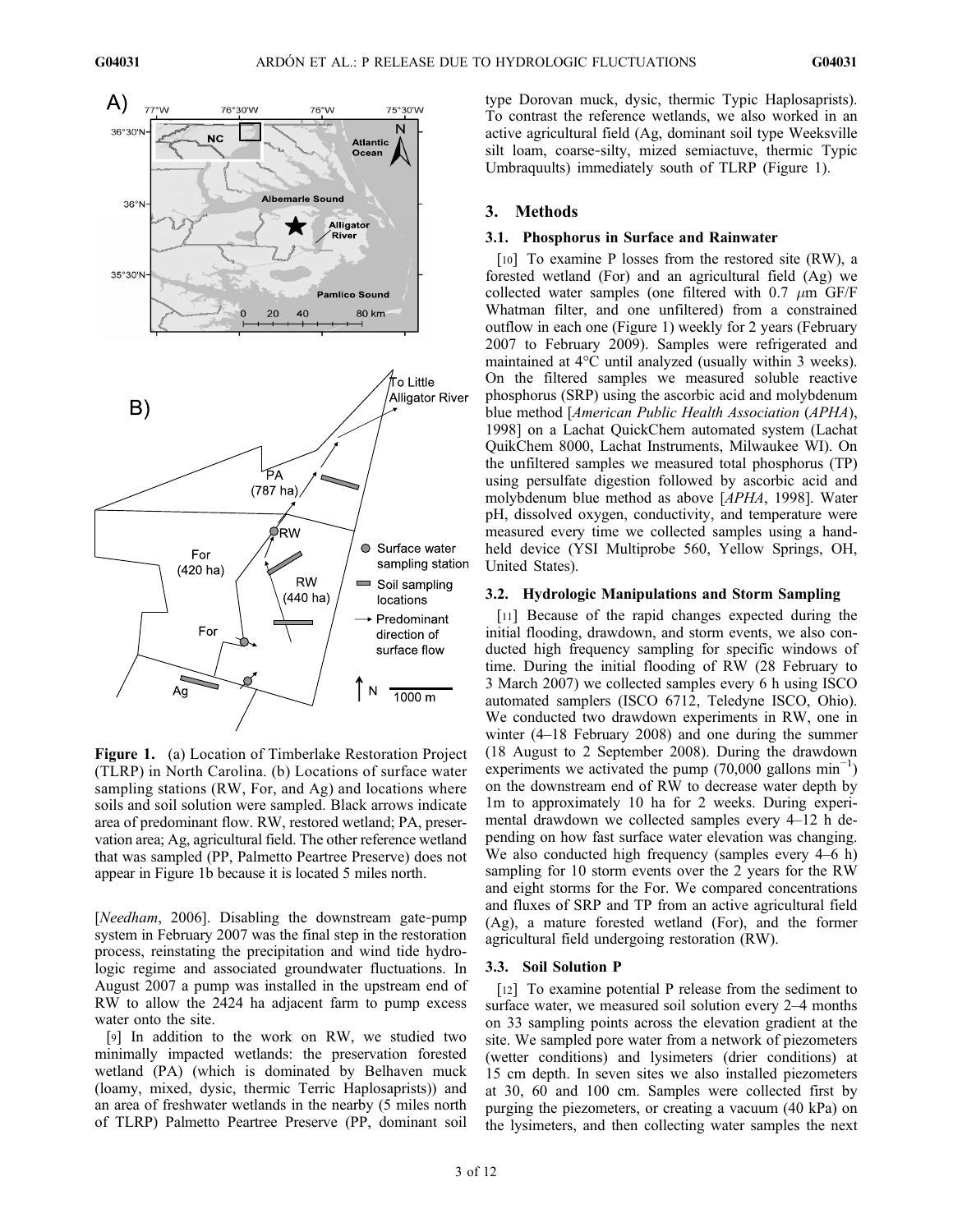**Figure 1.** (a) Location of Timberlake Restoration Project (TLRP) in North Carolina. (b) Locations of surface water sampling stations (RW, For, and Ag) and locations where soils and soil solution were sampled. Black arrows indicate area of predominant flow. RW, restored wetland; PA, preservation area; Ag, agricultural field. The other reference wetland that was sampled (PP, Palmetto Peartree Preserve) does not appear in Figure 1b because it is located 5 miles north.

[*Needham*, 2006]. Disabling the downstream gate-pump system in February 2007 was the final step in the restoration process, reinstating the precipitation and wind tide hydrologic regime and associated groundwater fluctuations. In August 2007 a pump was installed in the upstream end of RW to allow the 2424 ha adjacent farm to pump excess water onto the site.

[9] In addition to the work on RW, we studied two minimally impacted wetlands: the preservation forested wetland (PA) (which is dominated by Belhaven muck (loamy, mixed, dysic, thermic Terric Haplosaprists)) and an area of freshwater wetlands in the nearby (5 miles north of TLRP) Palmetto Peartree Preserve (PP, dominant soil type Dorovan muck, dysic, thermic Typic Haplosaprists). To contrast the reference wetlands, we also worked in an active agricultural field (Ag, dominant soil type Weeksville silt loam, coarse-silty, mized semiactuve, thermic Typic Umbraquults) immediately south of TLRP (Figure 1).

## 3. Methods

### 3.1. Phosphorus in Surface and Rainwater

[10] To examine P losses from the restored site (RW), a forested wetland (For) and an agricultural field (Ag) we collected water samples (one filtered with 0.7 $\mu$m GF/F Whatman filter, and one unfiltered) from a constrained outflow in each one (Figure 1) weekly for 2 years (February 2007 to February 2009). Samples were refrigerated and maintained at 4°C until analyzed (usually within 3 weeks). On the filtered samples we measured soluble reactive phosphorus (SRP) using the ascorbic acid and molybdenum blue method [*American Public Health Association* (*APHA*), 1998] on a Lachat QuickChem automated system (Lachat QuikChem 8000, Lachat Instruments, Milwaukee WI). On the unfiltered samples we measured total phosphorus (TP) using persulfate digestion followed by ascorbic acid and molybdenum blue method as above [*APHA*, 1998]. Water pH, dissolved oxygen, conductivity, and temperature were measured every time we collected samples using a hand-held device (YSI Multiprobe 560, Yellow Springs, OH, United States).

### 3.2. Hydrologic Manipulations and Storm Sampling

[11] Because of the rapid changes expected during the initial flooding, drawdown, and storm events, we also conducted high frequency sampling for specific windows of time. During the initial flooding of RW (28 February to 3 March 2007) we collected samples every 6 h using ISCO automated samplers (ISCO 6712, Teledyne ISCO, Ohio). We conducted two drawdown experiments in RW, one in winter (4–18 February 2008) and one during the summer (18 August to 2 September 2008). During the drawdown experiments we activated the pump (70,000 gallons min$^{-1}$) on the downstream end of RW to decrease water depth by 1m to approximately 10 ha for 2 weeks. During experimental drawdown we collected samples every 4–12 h depending on how fast surface water elevation was changing. We also conducted high frequency (samples every 4–6 h) sampling for 10 storm events over the 2 years for the RW and eight storms for the For. We compared concentrations and fluxes of SRP and TP from an active agricultural field (Ag), a mature forested wetland (For), and the former agricultural field undergoing restoration (RW).

### 3.3. Soil Solution P

[12] To examine potential P release from the sediment to surface water, we measured soil solution every 2–4 months on 33 sampling points across the elevation gradient at the site. We sampled pore water from a network of piezometers (wetter conditions) and lysimeters (drier conditions) at 15 cm depth. In seven sites we also installed piezometers at 30, 60 and 100 cm. Samples were collected first by purging the piezometers, or creating a vacuum (40 kPa) on the lysimeters, and then collecting water samples the next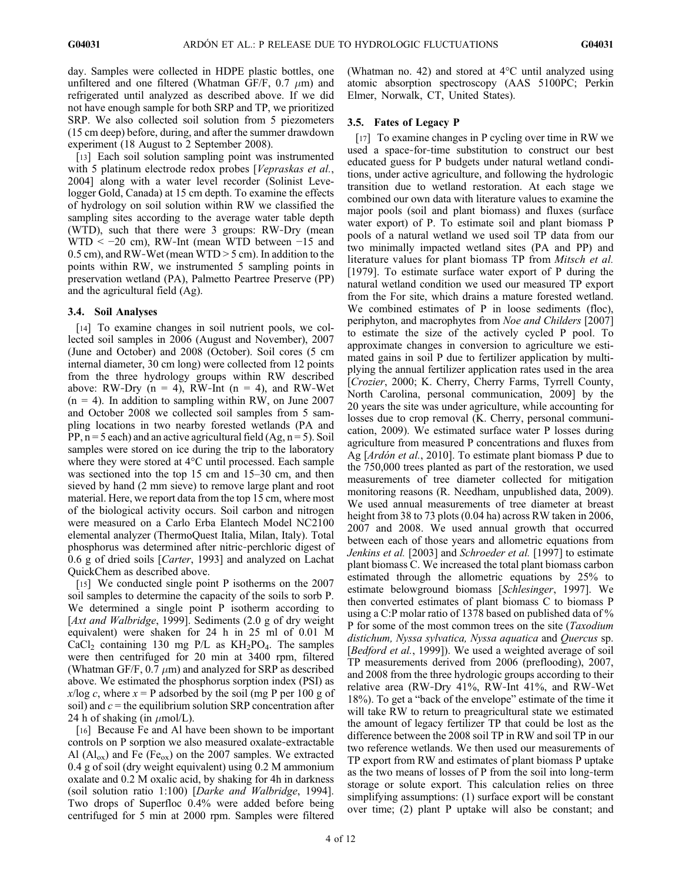day. Samples were collected in HDPE plastic bottles, one unfiltered and one filtered (Whatman GF/F, 0.7 $\mu$m) and refrigerated until analyzed as described above. If we did not have enough sample for both SRP and TP, we prioritized SRP. We also collected soil solution from 5 piezometers (15 cm deep) before, during, and after the summer drawdown experiment (18 August to 2 September 2008).

[13] Each soil solution sampling point was instrumented with 5 platinum electrode redox probes [*Vepraskas et al.*, 2004] along with a water level recorder (Solinist Levelogger Gold, Canada) at 15 cm depth. To examine the effects of hydrology on soil solution within RW we classified the sampling sites according to the average water table depth (WTD), such that there were 3 groups: RW-Dry (mean WTD < −20 cm), RW-Int (mean WTD between −15 and 0.5 cm), and RW-Wet (mean WTD > 5 cm). In addition to the points within RW, we instrumented 5 sampling points in preservation wetland (PA), Palmetto Peartree Preserve (PP) and the agricultural field (Ag).

### 3.4. Soil Analyses

[14] To examine changes in soil nutrient pools, we collected soil samples in 2006 (August and November), 2007 (June and October) and 2008 (October). Soil cores (5 cm internal diameter, 30 cm long) were collected from 12 points from the three hydrology groups within RW described above: RW-Dry ($n = 4$), RW-Int ($n = 4$), and RW-Wet ($n = 4$). In addition to sampling within RW, on June 2007 and October 2008 we collected soil samples from 5 sampling locations in two nearby forested wetlands (PA and PP, $n = 5$ each) and an active agricultural field (Ag, $n = 5$). Soil samples were stored on ice during the trip to the laboratory where they were stored at 4°C until processed. Each sample was sectioned into the top 15 cm and 15–30 cm, and then sieved by hand (2 mm sieve) to remove large plant and root material. Here, we report data from the top 15 cm, where most of the biological activity occurs. Soil carbon and nitrogen were measured on a Carlo Erba Elantech Model NC2100 elemental analyzer (ThermoQuest Italia, Milan, Italy). Total phosphorus was determined after nitric-perchloric digest of 0.6 g of dried soils [*Carter*, 1993] and analyzed on Lachat QuickChem as described above.

[15] We conducted single point P isotherms on the 2007 soil samples to determine the capacity of the soils to sorb P. We determined a single point P isotherm according to [*Axt and Walbridge*, 1999]. Sediments (2.0 g of dry weight equivalent) were shaken for 24 h in 25 ml of 0.01 M $CaCl_2$ containing 130 mg P/L as $KH_2PO_4$. The samples were then centrifuged for 20 min at 3400 rpm, filtered (Whatman GF/F, 0.7 $\mu$m) and analyzed for SRP as described above. We estimated the phosphorus sorption index (PSI) as $x/\log c$, where $x$ = P adsorbed by the soil (mg P per 100 g of soil) and $c$ = the equilibrium solution SRP concentration after 24 h of shaking (in $\mu$mol/L).

[16] Because Fe and Al have been shown to be important controls on P sorption we also measured oxalate-extractable Al ($Al_{ox}$) and Fe ($Fe_{ox}$) on the 2007 samples. We extracted 0.4 g of soil (dry weight equivalent) using 0.2 M ammonium oxalate and 0.2 M oxalic acid, by shaking for 4h in darkness (soil solution ratio 1:100) [*Darke and Walbridge*, 1994]. Two drops of Superfloc 0.4% were added before being centrifuged for 5 min at 2000 rpm. Samples were filtered (Whatman no. 42) and stored at 4°C until analyzed using atomic absorption spectroscopy (AAS 5100PC; Perkin Elmer, Norwalk, CT, United States).

### 3.5. Fates of Legacy P

[17] To examine changes in P cycling over time in RW we used a space-for-time substitution to construct our best educated guess for P budgets under natural wetland conditions, under active agriculture, and following the hydrologic transition due to wetland restoration. At each stage we combined our own data with literature values to examine the major pools (soil and plant biomass) and fluxes (surface water export) of P. To estimate soil and plant biomass P pools of a natural wetland we used soil TP data from our two minimally impacted wetland sites (PA and PP) and literature values for plant biomass TP from *Mitsch et al.* [1979]. To estimate surface water export of P during the natural wetland condition we used our measured TP export from the For site, which drains a mature forested wetland. We combined estimates of P in loose sediments (floc), periphyton, and macrophytes from *Noe and Childers* [2007] to estimate the size of the actively cycled P pool. To approximate changes in conversion to agriculture we estimated gains in soil P due to fertilizer application by multiplying the annual fertilizer application rates used in the area [*Crozier*, 2000; K. Cherry, Cherry Farms, Tyrrell County, North Carolina, personal communication, 2009] by the 20 years the site was under agriculture, while accounting for losses due to crop removal (K. Cherry, personal communication, 2009). We estimated surface water P losses during agriculture from measured P concentrations and fluxes from Ag [*Ardón et al.*, 2010]. To estimate plant biomass P due to the 750,000 trees planted as part of the restoration, we used measurements of tree diameter collected for mitigation monitoring reasons (R. Needham, unpublished data, 2009). We used annual measurements of tree diameter at breast height from 38 to 73 plots (0.04 ha) across RW taken in 2006, 2007 and 2008. We used annual growth that occurred between each of those years and allometric equations from *Jenkins et al.* [2003] and *Schroeder et al.* [1997] to estimate plant biomass C. We increased the total plant biomass carbon estimated through the allometric equations by 25% to estimate belowground biomass [*Schlesinger*, 1997]. We then converted estimates of plant biomass C to biomass P using a C:P molar ratio of 1378 based on published data of % P for some of the most common trees on the site (*Taxodium distichum, Nyssa sylvatica, Nyssa aquatica* and *Quercus* sp. [*Bedford et al.*, 1999]). We used a weighted average of soil TP measurements derived from 2006 (preflooding), 2007, and 2008 from the three hydrologic groups according to their relative area (RW-Dry 41%, RW-Int 41%, and RW-Wet 18%). To get a "back of the envelope" estimate of the time it will take RW to return to preagricultural state we estimated the amount of legacy fertilizer TP that could be lost as the difference between the 2008 soil TP in RW and soil TP in our two reference wetlands. We then used our measurements of TP export from RW and estimates of plant biomass P uptake as the two means of losses of P from the soil into long-term storage or solute export. This calculation relies on three simplifying assumptions: (1) surface export will be constant over time; (2) plant P uptake will also be constant; and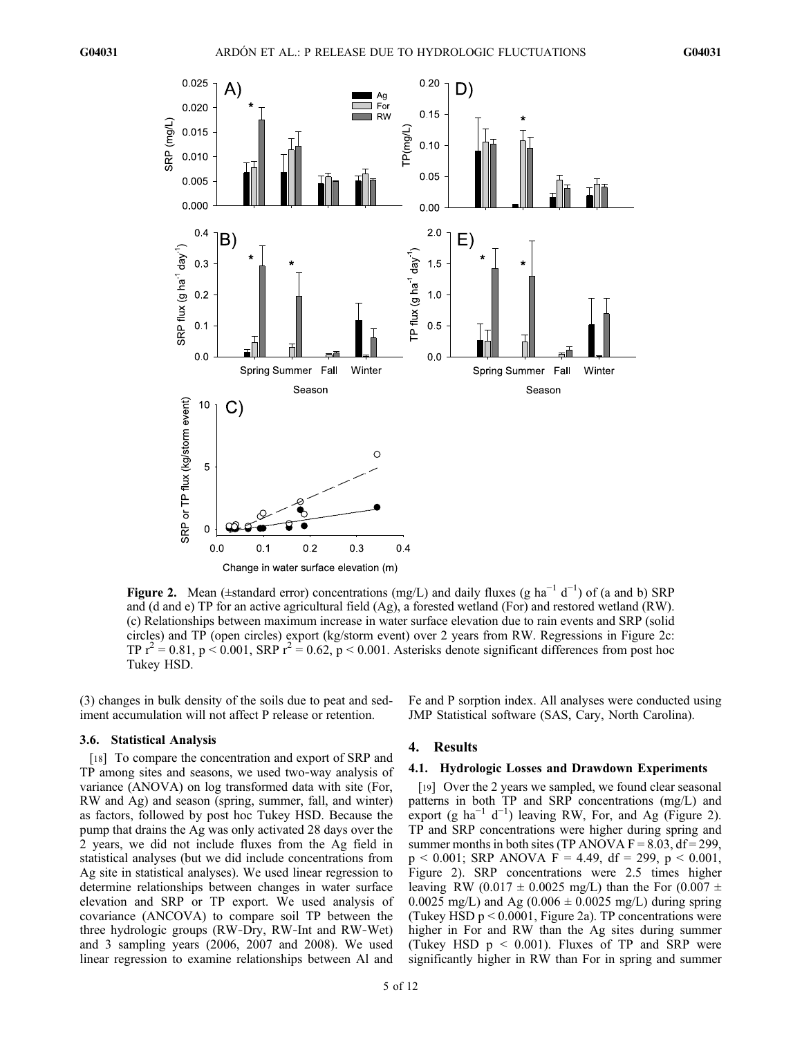**Figure 2.** Mean (±standard error) concentrations (mg/L) and daily fluxes (g $ha^{-1}$ $d^{-1}$) of (a and b) SRP and (d and e) TP for an active agricultural field (Ag), a forested wetland (For) and restored wetland (RW). (c) Relationships between maximum increase in water surface elevation due to rain events and SRP (solid circles) and TP (open circles) export (kg/storm event) over 2 years from RW. Regressions in Figure 2c: TP $r^2 = 0.81$, $p < 0.001$, SRP $r^2 = 0.62$, $p < 0.001$. Asterisks denote significant differences from post hoc Tukey HSD.

(3) changes in bulk density of the soils due to peat and sediment accumulation will not affect P release or retention.

### 3.6. Statistical Analysis

[18] To compare the concentration and export of SRP and TP among sites and seasons, we used two-way analysis of variance (ANOVA) on log transformed data with site (For, RW and Ag) and season (spring, summer, fall, and winter) as factors, followed by post hoc Tukey HSD. Because the pump that drains the Ag was only activated 28 days over the 2 years, we did not include fluxes from the Ag field in statistical analyses (but we did include concentrations from Ag site in statistical analyses). We used linear regression to determine relationships between changes in water surface elevation and SRP or TP export. We used analysis of covariance (ANCOVA) to compare soil TP between the three hydrologic groups (RW-Dry, RW-Int and RW-Wet) and 3 sampling years (2006, 2007 and 2008). We used linear regression to examine relationships between Al and Fe and P sorption index. All analyses were conducted using JMP Statistical software (SAS, Cary, North Carolina).

## 4. Results

### 4.1. Hydrologic Losses and Drawdown Experiments

[19] Over the 2 years we sampled, we found clear seasonal patterns in both TP and SRP concentrations (mg/L) and export (g $ha^{-1}$ $d^{-1}$) leaving RW, For, and Ag (Figure 2). TP and SRP concentrations were higher during spring and summer months in both sites (TP ANOVA $F = 8.03$, $df = 299$, $p < 0.001$; SRP ANOVA $F = 4.49$, $df = 299$, $p < 0.001$, Figure 2). SRP concentrations were 2.5 times higher leaving RW ($0.017 \pm 0.0025$ mg/L) than the For ($0.007 \pm 0.0025$ mg/L) and Ag ($0.006 \pm 0.0025$ mg/L) during spring (Tukey HSD $p < 0.0001$, Figure 2a). TP concentrations were higher in For and RW than the Ag sites during summer (Tukey HSD $p < 0.001$). Fluxes of TP and SRP were significantly higher in RW than For in spring and summer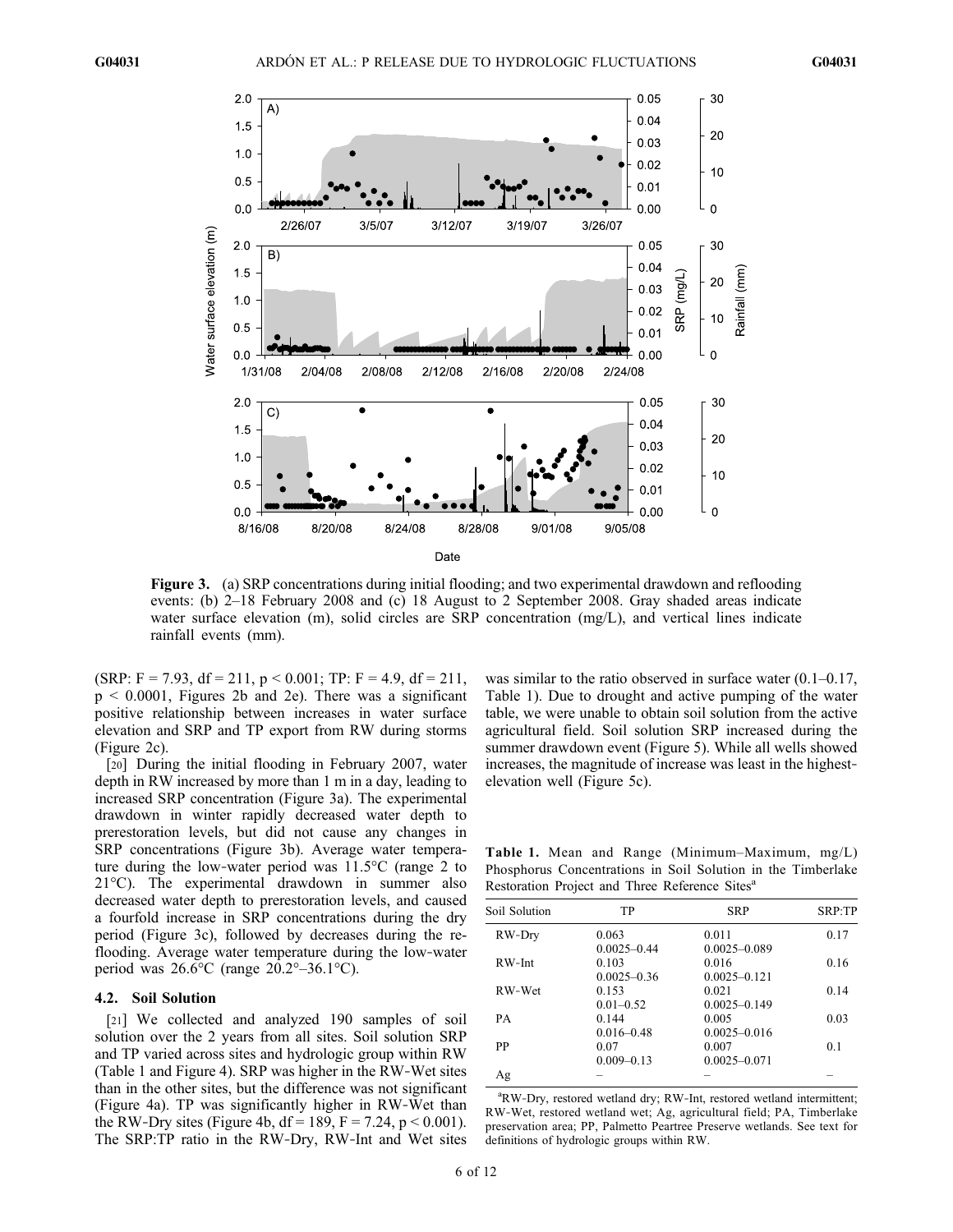**Figure 3.** (a) SRP concentrations during initial flooding; and two experimental drawdown and reflooding events: (b) 2–18 February 2008 and (c) 18 August to 2 September 2008. Gray shaded areas indicate water surface elevation (m), solid circles are SRP concentration (mg/L), and vertical lines indicate rainfall events (mm).

(SRP: $F = 7.93$, df = 211, $p < 0.001$; TP: $F = 4.9$, df = 211, $p < 0.0001$, Figures 2b and 2e). There was a significant positive relationship between increases in water surface elevation and SRP and TP export from RW during storms (Figure 2c).

[20] During the initial flooding in February 2007, water depth in RW increased by more than 1 m in a day, leading to increased SRP concentration (Figure 3a). The experimental drawdown in winter rapidly decreased water depth to prerestoration levels, but did not cause any changes in SRP concentrations (Figure 3b). Average water temperature during the low-water period was 11.5°C (range 2 to 21°C). The experimental drawdown in summer also decreased water depth to prerestoration levels, and caused a fourfold increase in SRP concentrations during the dry period (Figure 3c), followed by decreases during the reflooding. Average water temperature during the low-water period was 26.6°C (range 20.2°–36.1°C).

### 4.2. Soil Solution

[21] We collected and analyzed 190 samples of soil solution over the 2 years from all sites. Soil solution SRP and TP varied across sites and hydrologic group within RW (Table 1 and Figure 4). SRP was higher in the RW-Wet sites than in the other sites, but the difference was not significant (Figure 4a). TP was significantly higher in RW-Wet than the RW-Dry sites (Figure 4b, df = 189, $F = 7.24$, $p < 0.001$). The SRP:TP ratio in the RW-Dry, RW-Int and Wet sites was similar to the ratio observed in surface water (0.1–0.17, Table 1). Due to drought and active pumping of the water table, we were unable to obtain soil solution from the active agricultural field. Soil solution SRP increased during the summer drawdown event (Figure 5). While all wells showed increases, the magnitude of increase was least in the highest-elevation well (Figure 5c).

**Table 1.** Mean and Range (Minimum–Maximum, mg/L) Phosphorus Concentrations in Soil Solution in the Timberlake Restoration Project and Three Reference Sites[a]

| Soil Solution | TP | SRP | SRP:TP |
|---|---|---|---|
| RW-Dry | 0.063<br>0.0025–0.44 | 0.011<br>0.0025–0.089 | 0.17 |
| RW-Int | 0.103<br>0.0025–0.36 | 0.016<br>0.0025–0.121 | 0.16 |
| RW-Wet | 0.153<br>0.01–0.52 | 0.021<br>0.0025–0.149 | 0.14 |
| PA | 0.144<br>0.016–0.48 | 0.005<br>0.0025–0.016 | 0.03 |
| PP | 0.07<br>0.009–0.13 | 0.007<br>0.0025–0.071 | 0.1 |
| Ag | – | – | – |

[a]RW-Dry, restored wetland dry; RW-Int, restored wetland intermittent; RW-Wet, restored wetland wet; Ag, agricultural field; PA, Timberlake preservation area; PP, Palmetto Peartree Preserve wetlands. See text for definitions of hydrologic groups within RW.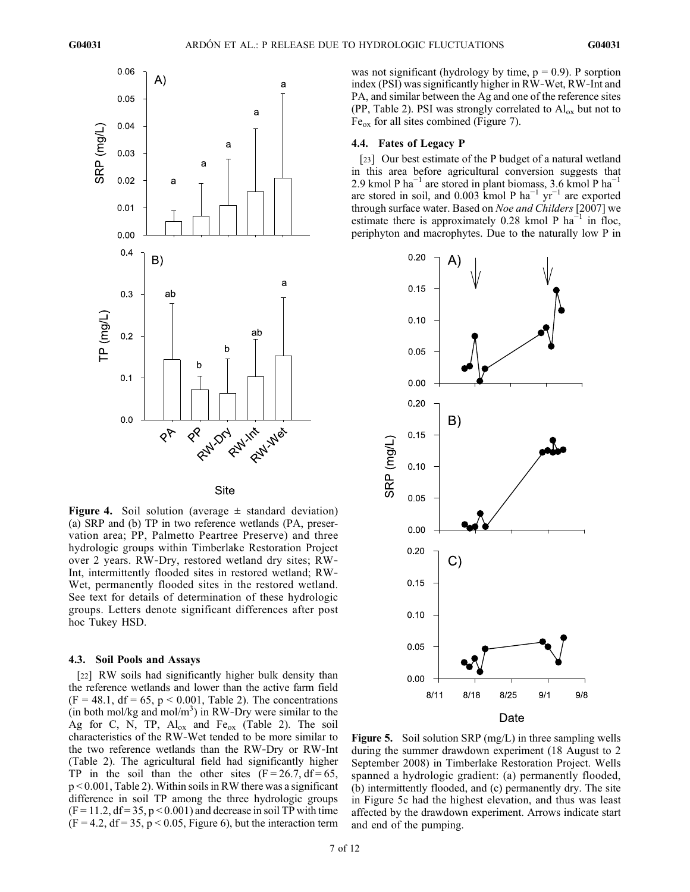Figure 4. Soil solution (average ± standard deviation) (a) SRP and (b) TP in two reference wetlands (PA, preservation area; PP, Palmetto Peartree Preserve) and three hydrologic groups within Timberlake Restoration Project over 2 years. RW-Dry, restored wetland dry sites; RW-Int, intermittently flooded sites in restored wetland; RW-Wet, permanently flooded sites in the restored wetland. See text for details of determination of these hydrologic groups. Letters denote significant differences after post hoc Tukey HSD.

### 4.3. Soil Pools and Assays

[22] RW soils had significantly higher bulk density than the reference wetlands and lower than the active farm field ($F = 48.1$, df = 65, $p < 0.001$, Table 2). The concentrations (in both mol/kg and mol/$m^3$) in RW-Dry were similar to the Ag for C, N, TP, $Al_{ox}$ and $Fe_{ox}$ (Table 2). The soil characteristics of the RW-Wet tended to be more similar to the two reference wetlands than the RW-Dry or RW-Int (Table 2). The agricultural field had significantly higher TP in the soil than the other sites ($F = 26.7$, df = 65, $p < 0.001$, Table 2). Within soils in RW there was a significant difference in soil TP among the three hydrologic groups ($F = 11.2$, df = 35, $p < 0.001$) and decrease in soil TP with time ($F = 4.2$, df = 35, $p < 0.05$, Figure 6), but the interaction term was not significant (hydrology by time, $p = 0.9$). P sorption index (PSI) was significantly higher in RW-Wet, RW-Int and PA, and similar between the Ag and one of the reference sites (PP, Table 2). PSI was strongly correlated to $Al_{ox}$ but not to $Fe_{ox}$ for all sites combined (Figure 7).

### 4.4. Fates of Legacy P

[23] Our best estimate of the P budget of a natural wetland in this area before agricultural conversion suggests that 2.9 kmol P $ha^{-1}$ are stored in plant biomass, 3.6 kmol P $ha^{-1}$ are stored in soil, and 0.003 kmol P $ha^{-1}$ $yr^{-1}$ are exported through surface water. Based on *Noe and Childers* [2007] we estimate there is approximately 0.28 kmol P $ha^{-1}$ in floc, periphyton and macrophytes. Due to the naturally low P in

Figure 5. Soil solution SRP (mg/L) in three sampling wells during the summer drawdown experiment (18 August to 2 September 2008) in Timberlake Restoration Project. Wells spanned a hydrologic gradient: (a) permanently flooded, (b) intermittently flooded, and (c) permanently dry. The site in Figure 5c had the highest elevation, and thus was least affected by the drawdown experiment. Arrows indicate start and end of the pumping.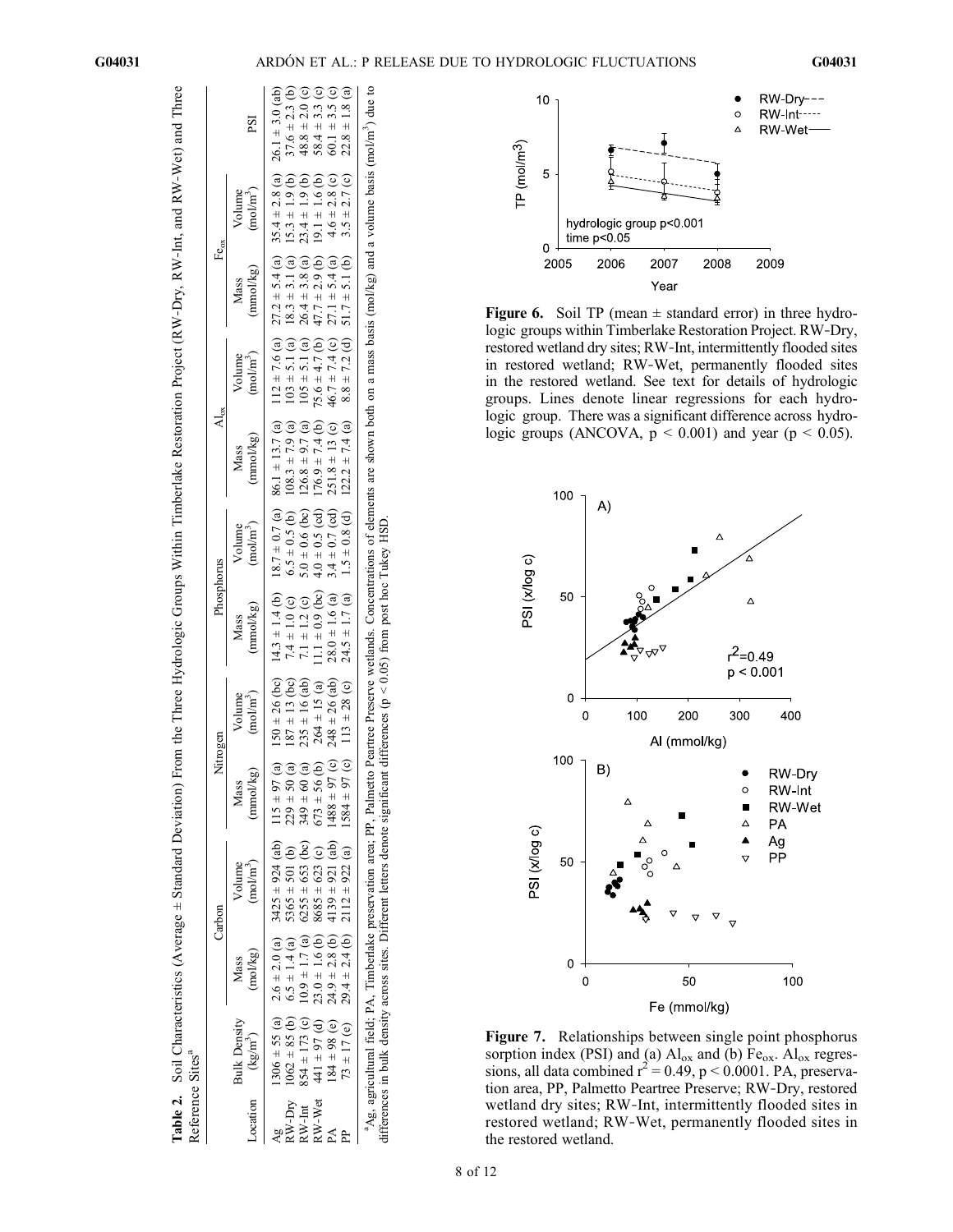**Table 2.** Soil Characteristics (Average ± Standard Deviation) From the Three Hydrologic Groups Within Timberlake Restoration Project (RW-Dry, RW-Int, and RW-Wet) and Three Reference Sites[a]

| Location | Bulk Density ($kg/m^3$) | Carbon | | Nitrogen | | Phosphorus | | $Al_{ox}$ | | $Fe_{ox}$ | | PSI |
|---|---|---|---|---|---|---|---|---|---|---|---|---|
| | | Mass (mol/kg) | Volume ($mol/m^3$) | Mass (mmol/kg) | Volume ($mol/m^3$) | Mass (mmol/kg) | Volume ($mol/m^3$) | Mass (mmol/kg) | Volume ($mol/m^3$) | Mass (mmol/kg) | Volume ($mol/m^3$) | |
| Ag | 1306 ± 55 (a) | 2.6 ± 2.0 (a) | 3425 ± 924 (ab) | 115 ± 97 (a) | 150 ± 26 (bc) | 14.3 ± 1.4 (b) | 18.7 ± 0.7 (a) | 86.1 ± 13.7 (a) | 112 ± 7.6 (a) | 27.2 ± 5.4 (a) | 35.4 ± 2.8 (a) | 26.1 ± 3.0 (ab) |
| RW-Dry | 1062 ± 85 (b) | 6.5 ± 1.4 (a) | 5365 ± 501 (b) | 229 ± 50 (a) | 187 ± 13 (bc) | 7.4 ± 1.0 (c) | 6.5 ± 0.5 (b) | 108.3 ± 7.9 (a) | 103 ± 5.1 (a) | 18.3 ± 3.1 (a) | 15.3 ± 1.9 (b) | 37.6 ± 2.3 (b) |
| RW-Int | 854 ± 173 (c) | 10.9 ± 1.7 (a) | 6255 ± 653 (bc) | 349 ± 60 (a) | 235 ± 16 (ab) | 7.1 ± 1.2 (c) | 5.0 ± 0.6 (bc) | 126.8 ± 9.7 (a) | 105 ± 5.1 (a) | 26.4 ± 3.8 (a) | 23.4 ± 1.9 (b) | 48.8 ± 2.0 (c) |
| RW-Wet | 441 ± 97 (d) | 23.0 ± 1.6 (b) | 8685 ± 623 (c) | 673 ± 56 (b) | 264 ± 15 (a) | 11.1 ± 0.9 (bc) | 4.0 ± 0.5 (cd) | 176.9 ± 7.4 (b) | 75.6 ± 4.7 (b) | 47.7 ± 2.9 (b) | 19.1 ± 1.6 (b) | 58.4 ± 3.3 (c) |
| PA | 184 ± 98 (e) | 24.9 ± 2.8 (b) | 4139 ± 921 (ab) | 1488 ± 97 (c) | 248 ± 26 (ab) | 28.0 ± 1.6 (a) | 3.4 ± 0.7 (cd) | 251.8 ± 13 (c) | 46.7 ± 7.4 (c) | 27.1 ± 5.4 (a) | 4.6 ± 2.8 (c) | 60.1 ± 3.5 (c) |
| PP | 73 ± 17 (e) | 29.4 ± 2.4 (b) | 2112 ± 922 (a) | 1584 ± 97 (c) | 113 ± 28 (c) | 24.5 ± 1.7 (a) | 1.5 ± 0.8 (d) | 122.2 ± 7.4 (a) | 8.8 ± 7.2 (d) | 51.7 ± 5.1 (b) | 3.5 ± 2.7 (c) | 22.8 ± 1.8 (a) |

[a] Ag, agricultural field; PA, Timberlake preservation area; PP, Palmetto Peartree Preserve wetlands. Concentrations of elements are shown both on a mass basis (mol/kg) and a volume basis ($mol/m^3$) due to differences in bulk density across sites. Different letters denote significant differences ($p < 0.05$) from post hoc Tukey HSD.

**Figure 6.** Soil TP (mean ± standard error) in three hydrologic groups within Timberlake Restoration Project. RW-Dry, restored wetland dry sites; RW-Int, intermittently flooded sites in restored wetland; RW-Wet, permanently flooded sites in the restored wetland. See text for details of hydrologic groups. Lines denote linear regressions for each hydrologic group. There was a significant difference across hydrologic groups (ANCOVA, $p < 0.001$) and year ($p < 0.05$).

**Figure 7.** Relationships between single point phosphorus sorption index (PSI) and (a) $Al_{ox}$ and (b) $Fe_{ox}$. $Al_{ox}$ regressions, all data combined $r^2 = 0.49$, $p < 0.0001$. PA, preservation area, PP, Palmetto Peartree Preserve; RW-Dry, restored wetland dry sites; RW-Int, intermittently flooded sites in restored wetland; RW-Wet, permanently flooded sites in the restored wetland.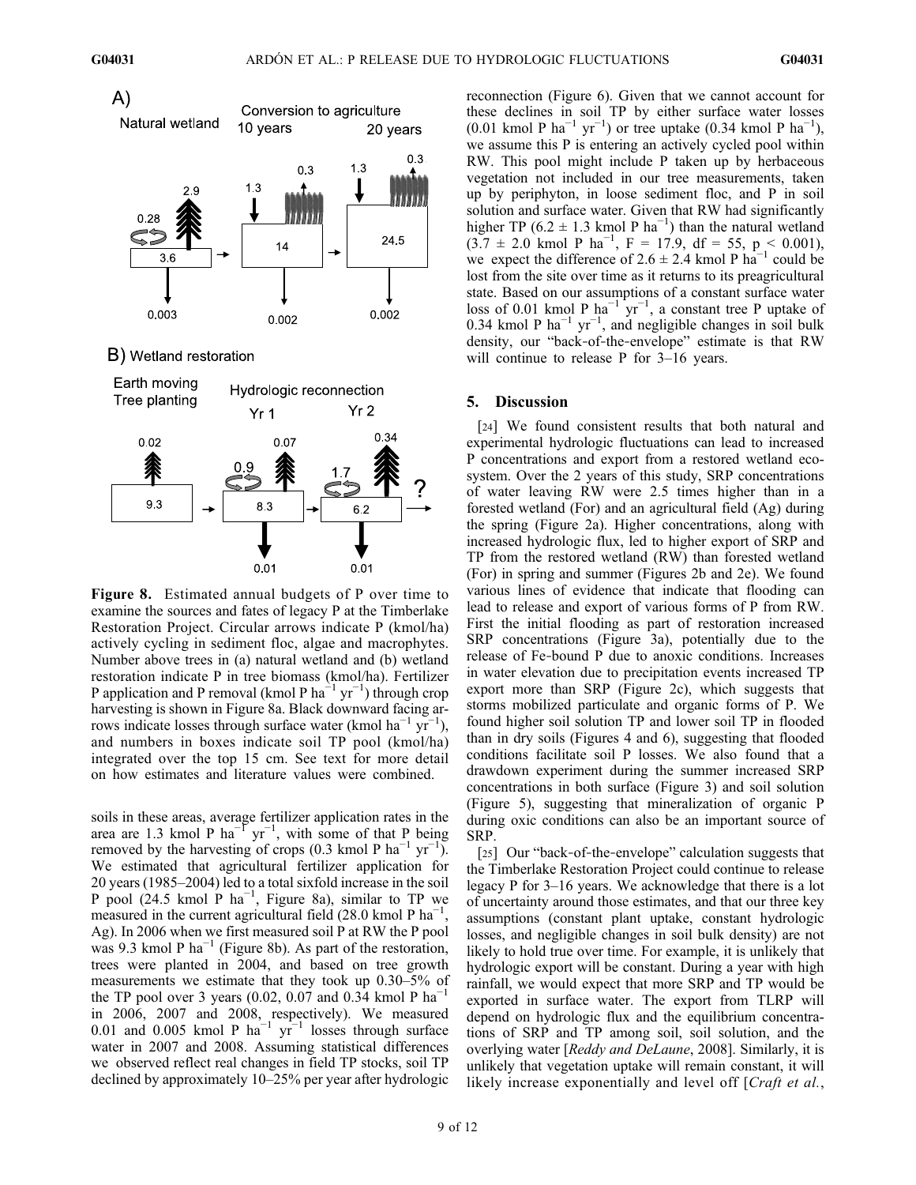**Figure 8.** Estimated annual budgets of P over time to examine the sources and fates of legacy P at the Timberlake Restoration Project. Circular arrows indicate P (kmol/ha) actively cycling in sediment floc, algae and macrophytes. Number above trees in (a) natural wetland and (b) wetland restoration indicate P in tree biomass (kmol/ha). Fertilizer P application and P removal (kmol P $ha^{-1}$ $yr^{-1}$) through crop harvesting is shown in Figure 8a. Black downward facing arrows indicate losses through surface water (kmol $ha^{-1}$ $yr^{-1}$), and numbers in boxes indicate soil TP pool (kmol/ha) integrated over the top 15 cm. See text for more detail on how estimates and literature values were combined.

soils in these areas, average fertilizer application rates in the area are 1.3 kmol P $ha^{-1}$ $yr^{-1}$, with some of that P being removed by the harvesting of crops (0.3 kmol P $ha^{-1}$ $yr^{-1}$). We estimated that agricultural fertilizer application for 20 years (1985–2004) led to a total sixfold increase in the soil P pool (24.5 kmol P $ha^{-1}$, Figure 8a), similar to TP we measured in the current agricultural field (28.0 kmol P $ha^{-1}$, Ag). In 2006 when we first measured soil P at RW the P pool was 9.3 kmol P $ha^{-1}$ (Figure 8b). As part of the restoration, trees were planted in 2004, and based on tree growth measurements we estimate that they took up 0.30–5% of the TP pool over 3 years (0.02, 0.07 and 0.34 kmol P $ha^{-1}$ in 2006, 2007 and 2008, respectively). We measured 0.01 and 0.005 kmol P $ha^{-1}$ $yr^{-1}$ losses through surface water in 2007 and 2008. Assuming statistical differences we observed reflect real changes in field TP stocks, soil TP declined by approximately 10–25% per year after hydrologic reconnection (Figure 6). Given that we cannot account for these declines in soil TP by either surface water losses (0.01 kmol P $ha^{-1}$ $yr^{-1}$) or tree uptake (0.34 kmol P $ha^{-1}$), we assume this P is entering an actively cycled pool within RW. This pool might include P taken up by herbaceous vegetation not included in our tree measurements, taken up by periphyton, in loose sediment floc, and P in soil solution and surface water. Given that RW had significantly higher TP (6.2 ± 1.3 kmol P $ha^{-1}$) than the natural wetland (3.7 ± 2.0 kmol P $ha^{-1}$, $F = 17.9$, df = 55, $p < 0.001$), we expect the difference of 2.6 ± 2.4 kmol P $ha^{-1}$ could be lost from the site over time as it returns to its preagricultural state. Based on our assumptions of a constant surface water loss of 0.01 kmol P $ha^{-1}$ $yr^{-1}$, a constant tree P uptake of 0.34 kmol P $ha^{-1}$ $yr^{-1}$, and negligible changes in soil bulk density, our "back-of-the-envelope" estimate is that RW will continue to release P for 3–16 years.

## 5. Discussion

[24] We found consistent results that both natural and experimental hydrologic fluctuations can lead to increased P concentrations and export from a restored wetland ecosystem. Over the 2 years of this study, SRP concentrations of water leaving RW were 2.5 times higher than in a forested wetland (For) and an agricultural field (Ag) during the spring (Figure 2a). Higher concentrations, along with increased hydrologic flux, led to higher export of SRP and TP from the restored wetland (RW) than forested wetland (For) in spring and summer (Figures 2b and 2e). We found various lines of evidence that indicate that flooding can lead to release and export of various forms of P from RW. First the initial flooding as part of restoration increased SRP concentrations (Figure 3a), potentially due to the release of Fe-bound P due to anoxic conditions. Increases in water elevation due to precipitation events increased TP export more than SRP (Figure 2c), which suggests that storms mobilized particulate and organic forms of P. We found higher soil solution TP and lower soil TP in flooded than in dry soils (Figures 4 and 6), suggesting that flooded conditions facilitate soil P losses. We also found that a drawdown experiment during the summer increased SRP concentrations in both surface (Figure 3) and soil solution (Figure 5), suggesting that mineralization of organic P during oxic conditions can also be an important source of SRP.

[25] Our "back-of-the-envelope" calculation suggests that the Timberlake Restoration Project could continue to release legacy P for 3–16 years. We acknowledge that there is a lot of uncertainty around those estimates, and that our three key assumptions (constant plant uptake, constant hydrologic losses, and negligible changes in soil bulk density) are not likely to hold true over time. For example, it is unlikely that hydrologic export will be constant. During a year with high rainfall, we would expect that more SRP and TP would be exported in surface water. The export from TLRP will depend on hydrologic flux and the equilibrium concentrations of SRP and TP among soil, soil solution, and the overlying water [*Reddy and DeLaune*, 2008]. Similarly, it is unlikely that vegetation uptake will remain constant, it will likely increase exponentially and level off [*Craft et al.*,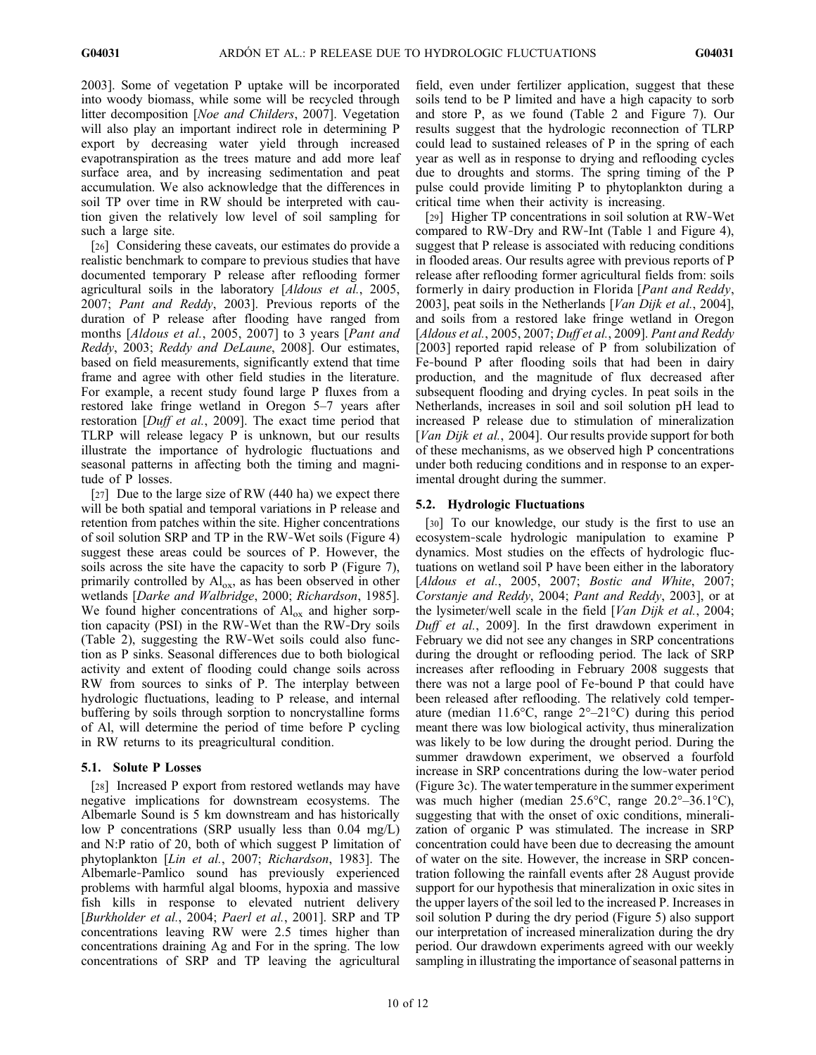2003]. Some of vegetation P uptake will be incorporated into woody biomass, while some will be recycled through litter decomposition [*Noe and Childers*, 2007]. Vegetation will also play an important indirect role in determining P export by decreasing water yield through increased evapotranspiration as the trees mature and add more leaf surface area, and by increasing sedimentation and peat accumulation. We also acknowledge that the differences in soil TP over time in RW should be interpreted with caution given the relatively low level of soil sampling for such a large site.

[26] Considering these caveats, our estimates do provide a realistic benchmark to compare to previous studies that have documented temporary P release after reflooding former agricultural soils in the laboratory [*Aldous et al.*, 2005, 2007; *Pant and Reddy*, 2003]. Previous reports of the duration of P release after flooding have ranged from months [*Aldous et al.*, 2005, 2007] to 3 years [*Pant and Reddy*, 2003; *Reddy and DeLaune*, 2008]. Our estimates, based on field measurements, significantly extend that time frame and agree with other field studies in the literature. For example, a recent study found large P fluxes from a restored lake fringe wetland in Oregon 5–7 years after restoration [*Duff et al.*, 2009]. The exact time period that TLRP will release legacy P is unknown, but our results illustrate the importance of hydrologic fluctuations and seasonal patterns in affecting both the timing and magnitude of P losses.

[27] Due to the large size of RW (440 ha) we expect there will be both spatial and temporal variations in P release and retention from patches within the site. Higher concentrations of soil solution SRP and TP in the RW-Wet soils (Figure 4) suggest these areas could be sources of P. However, the soils across the site have the capacity to sorb P (Figure 7), primarily controlled by $Al_{ox}$, as has been observed in other wetlands [*Darke and Walbridge*, 2000; *Richardson*, 1985]. We found higher concentrations of $Al_{ox}$ and higher sorption capacity (PSI) in the RW-Wet than the RW-Dry soils (Table 2), suggesting the RW-Wet soils could also function as P sinks. Seasonal differences due to both biological activity and extent of flooding could change soils across RW from sources to sinks of P. The interplay between hydrologic fluctuations, leading to P release, and internal buffering by soils through sorption to noncrystalline forms of Al, will determine the period of time before P cycling in RW returns to its preagricultural condition.

### 5.1. Solute P Losses

[28] Increased P export from restored wetlands may have negative implications for downstream ecosystems. The Albemarle Sound is 5 km downstream and has historically low P concentrations (SRP usually less than 0.04 mg/L) and N:P ratio of 20, both of which suggest P limitation of phytoplankton [*Lin et al.*, 2007; *Richardson*, 1983]. The Albemarle-Pamlico sound has previously experienced problems with harmful algal blooms, hypoxia and massive fish kills in response to elevated nutrient delivery [*Burkholder et al.*, 2004; *Paerl et al.*, 2001]. SRP and TP concentrations leaving RW were 2.5 times higher than concentrations draining Ag and For in the spring. The low concentrations of SRP and TP leaving the agricultural field, even under fertilizer application, suggest that these soils tend to be P limited and have a high capacity to sorb and store P, as we found (Table 2 and Figure 7). Our results suggest that the hydrologic reconnection of TLRP could lead to sustained releases of P in the spring of each year as well as in response to drying and reflooding cycles due to droughts and storms. The spring timing of the P pulse could provide limiting P to phytoplankton during a critical time when their activity is increasing.

[29] Higher TP concentrations in soil solution at RW-Wet compared to RW-Dry and RW-Int (Table 1 and Figure 4), suggest that P release is associated with reducing conditions in flooded areas. Our results agree with previous reports of P release after reflooding former agricultural fields from: soils formerly in dairy production in Florida [*Pant and Reddy*, 2003], peat soils in the Netherlands [*Van Dijk et al.*, 2004], and soils from a restored lake fringe wetland in Oregon [*Aldous et al.*, 2005, 2007; *Duff et al.*, 2009]. *Pant and Reddy* [2003] reported rapid release of P from solubilization of Fe-bound P after flooding soils that had been in dairy production, and the magnitude of flux decreased after subsequent flooding and drying cycles. In peat soils in the Netherlands, increases in soil and soil solution pH lead to increased P release due to stimulation of mineralization [*Van Dijk et al.*, 2004]. Our results provide support for both of these mechanisms, as we observed high P concentrations under both reducing conditions and in response to an experimental drought during the summer.

### 5.2. Hydrologic Fluctuations

[30] To our knowledge, our study is the first to use an ecosystem-scale hydrologic manipulation to examine P dynamics. Most studies on the effects of hydrologic fluctuations on wetland soil P have been either in the laboratory [*Aldous et al.*, 2005, 2007; *Bostic and White*, 2007; *Corstanje and Reddy*, 2004; *Pant and Reddy*, 2003], or at the lysimeter/well scale in the field [*Van Dijk et al.*, 2004; *Duff et al.*, 2009]. In the first drawdown experiment in February we did not see any changes in SRP concentrations during the drought or reflooding period. The lack of SRP increases after reflooding in February 2008 suggests that there was not a large pool of Fe-bound P that could have been released after reflooding. The relatively cold temperature (median 11.6°C, range 2°–21°C) during this period meant there was low biological activity, thus mineralization was likely to be low during the drought period. During the summer drawdown experiment, we observed a fourfold increase in SRP concentrations during the low-water period (Figure 3c). The water temperature in the summer experiment was much higher (median 25.6°C, range 20.2°–36.1°C), suggesting that with the onset of oxic conditions, mineralization of organic P was stimulated. The increase in SRP concentration could have been due to decreasing the amount of water on the site. However, the increase in SRP concentration following the rainfall events after 28 August provide support for our hypothesis that mineralization in oxic sites in the upper layers of the soil led to the increased P. Increases in soil solution P during the dry period (Figure 5) also support our interpretation of increased mineralization during the dry period. Our drawdown experiments agreed with our weekly sampling in illustrating the importance of seasonal patterns in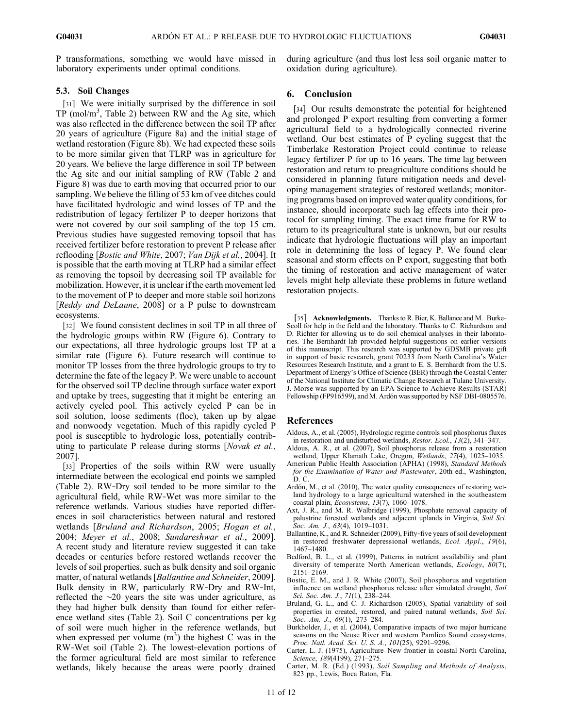P transformations, something we would have missed in laboratory experiments under optimal conditions.

### 5.3. Soil Changes

[31] We were initially surprised by the difference in soil TP (mol/m$^3$, Table 2) between RW and the Ag site, which was also reflected in the difference between the soil TP after 20 years of agriculture (Figure 8a) and the initial stage of wetland restoration (Figure 8b). We had expected these soils to be more similar given that TLRP was in agriculture for 20 years. We believe the large difference in soil TP between the Ag site and our initial sampling of RW (Table 2 and Figure 8) was due to earth moving that occurred prior to our sampling. We believe the filling of 53 km of vee ditches could have facilitated hydrologic and wind losses of TP and the redistribution of legacy fertilizer P to deeper horizons that were not covered by our soil sampling of the top 15 cm. Previous studies have suggested removing topsoil that has received fertilizer before restoration to prevent P release after reflooding [*Bostic and White*, 2007; *Van Dijk et al.*, 2004]. It is possible that the earth moving at TLRP had a similar effect as removing the topsoil by decreasing soil TP available for mobilization. However, it is unclear if the earth movement led to the movement of P to deeper and more stable soil horizons [*Reddy and DeLaune*, 2008] or a P pulse to downstream ecosystems.

[32] We found consistent declines in soil TP in all three of the hydrologic groups within RW (Figure 6). Contrary to our expectations, all three hydrologic groups lost TP at a similar rate (Figure 6). Future research will continue to monitor TP losses from the three hydrologic groups to try to determine the fate of the legacy P. We were unable to account for the observed soil TP decline through surface water export and uptake by trees, suggesting that it might be entering an actively cycled pool. This actively cycled P can be in soil solution, loose sediments (floc), taken up by algae and nonwoody vegetation. Much of this rapidly cycled P pool is susceptible to hydrologic loss, potentially contributing to particulate P release during storms [*Novak et al.*, 2007].

[33] Properties of the soils within RW were usually intermediate between the ecological end points we sampled (Table 2). RW-Dry soil tended to be more similar to the agricultural field, while RW-Wet was more similar to the reference wetlands. Various studies have reported differences in soil characteristics between natural and restored wetlands [*Bruland and Richardson*, 2005; *Hogan et al.*, 2004; *Meyer et al.*, 2008; *Sundareshwar et al.*, 2009]. A recent study and literature review suggested it can take decades or centuries before restored wetlands recover the levels of soil properties, such as bulk density and soil organic matter, of natural wetlands [*Ballantine and Schneider*, 2009]. Bulk density in RW, particularly RW-Dry and RW-Int, reflected the ~20 years the site was under agriculture, as they had higher bulk density than found for either reference wetland sites (Table 2). Soil C concentrations per kg of soil were much higher in the reference wetlands, but when expressed per volume (m$^3$) the highest C was in the RW-Wet soil (Table 2). The lowest-elevation portions of the former agricultural field are most similar to reference wetlands, likely because the areas were poorly drained during agriculture (and thus lost less soil organic matter to oxidation during agriculture).

## 6. Conclusion

[34] Our results demonstrate the potential for heightened and prolonged P export resulting from converting a former agricultural field to a hydrologically connected riverine wetland. Our best estimates of P cycling suggest that the Timberlake Restoration Project could continue to release legacy fertilizer P for up to 16 years. The time lag between restoration and return to preagriculture conditions should be considered in planning future mitigation needs and developing management strategies of restored wetlands; monitoring programs based on improved water quality conditions, for instance, should incorporate such lag effects into their protocol for sampling timing. The exact time frame for RW to return to its preagricultural state is unknown, but our results indicate that hydrologic fluctuations will play an important role in determining the loss of legacy P. We found clear seasonal and storm effects on P export, suggesting that both the timing of restoration and active management of water levels might help alleviate these problems in future wetland restoration projects.

[35] **Acknowledgments.** Thanks to R. Bier, K. Ballance and M. Burke-Scoll for help in the field and the laboratory. Thanks to C. Richardson and D. Richter for allowing us to do soil chemical analyses in their laboratories. The Bernhardt lab provided helpful suggestions on earlier versions of this manuscript. This research was supported by GDSMB private gift in support of basic research, grant 70233 from North Carolina's Water Resources Research Institute, and a grant to E. S. Bernhardt from the U.S. Department of Energy's Office of Science (BER) through the Coastal Center of the National Institute for Climatic Change Research at Tulane University. J. Morse was supported by an EPA Science to Achieve Results (STAR) Fellowship (FP916599), and M. Ardón was supported by NSF DBI-0805576.

## References

Aldous, A., et al. (2005), Hydrologic regime controls soil phosphorus fluxes in restoration and undisturbed wetlands, *Restor. Ecol.*, *13*(2), 341–347.

Aldous, A. R., et al. (2007), Soil phosphorus release from a restoration wetland, Upper Klamath Lake, Oregon, *Wetlands*, *27*(4), 1025–1035.

American Public Health Association (APHA) (1998), *Standard Methods for the Examination of Water and Wastewater*, 20th ed., Washington, D. C.

Ardón, M., et al. (2010), The water quality consequences of restoring wetland hydrology to a large agricultural watershed in the southeastern coastal plain, *Ecosystems*, *13*(7), 1060–1078.

Axt, J. R., and M. R. Walbridge (1999), Phosphate removal capacity of palustrine forested wetlands and adjacent uplands in Virginia, *Soil Sci. Soc. Am. J.*, *63*(4), 1019–1031.

Ballantine, K., and R. Schneider (2009), Fifty-five years of soil development in restored freshwater depressional wetlands, *Ecol. Appl.*, *19*(6), 1467–1480.

Bedford, B. L., et al. (1999), Patterns in nutrient availability and plant diversity of temperate North American wetlands, *Ecology*, *80*(7), 2151–2169.

Bostic, E. M., and J. R. White (2007), Soil phosphorus and vegetation influence on wetland phosphorus release after simulated drought, *Soil Sci. Soc. Am. J.*, *71*(1), 238–244.

Bruland, G. L., and C. J. Richardson (2005), Spatial variability of soil properties in created, restored, and paired natural wetlands, *Soil Sci. Soc. Am. J.*, *69*(1), 273–284.

Burkholder, J., et al. (2004), Comparative impacts of two major hurricane seasons on the Neuse River and western Pamlico Sound ecosystems, *Proc. Natl. Acad. Sci. U. S. A.*, *101*(25), 9291–9296.

Carter, L. J. (1975), Agriculture–New frontier in coastal North Carolina, *Science*, *189*(4199), 271–275.

Carter, M. R. (Ed.) (1993), *Soil Sampling and Methods of Analysis*, 823 pp., Lewis, Boca Raton, Fla.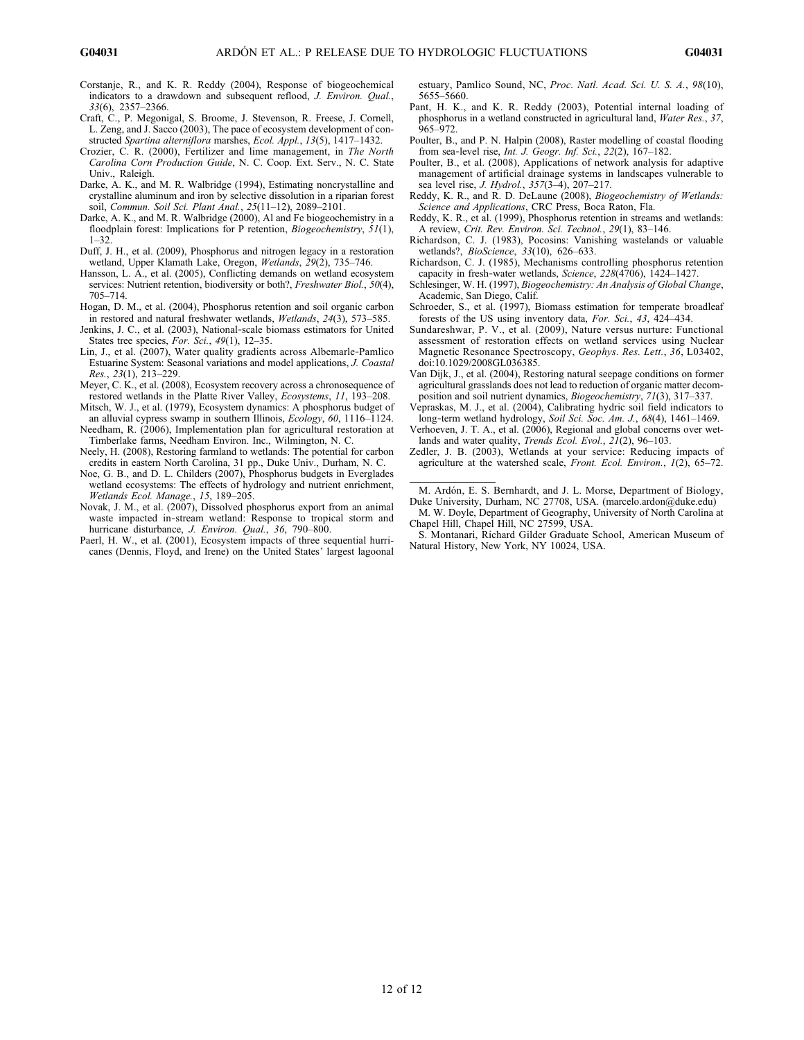Corstanje, R., and K. R. Reddy (2004), Response of biogeochemical indicators to a drawdown and subsequent reflood, *J. Environ. Qual.*, *33*(6), 2357–2366.

Craft, C., P. Megonigal, S. Broome, J. Stevenson, R. Freese, J. Cornell, L. Zeng, and J. Sacco (2003), The pace of ecosystem development of constructed *Spartina alterniflora* marshes, *Ecol. Appl.*, *13*(5), 1417–1432.

Crozier, C. R. (2000), Fertilizer and lime management, in *The North Carolina Corn Production Guide*, N. C. Coop. Ext. Serv., N. C. State Univ., Raleigh.

Darke, A. K., and M. R. Walbridge (1994), Estimating noncrystalline and crystalline aluminum and iron by selective dissolution in a riparian forest soil, *Commun. Soil Sci. Plant Anal.*, *25*(11–12), 2089–2101.

Darke, A. K., and M. R. Walbridge (2000), Al and Fe biogeochemistry in a floodplain forest: Implications for P retention, *Biogeochemistry*, *51*(1), 1–32.

Duff, J. H., et al. (2009), Phosphorus and nitrogen legacy in a restoration wetland, Upper Klamath Lake, Oregon, *Wetlands*, *29*(2), 735–746.

Hansson, L. A., et al. (2005), Conflicting demands on wetland ecosystem services: Nutrient retention, biodiversity or both?, *Freshwater Biol.*, *50*(4), 705–714.

Hogan, D. M., et al. (2004), Phosphorus retention and soil organic carbon in restored and natural freshwater wetlands, *Wetlands*, *24*(3), 573–585.

Jenkins, J. C., et al. (2003), National-scale biomass estimators for United States tree species, *For. Sci.*, *49*(1), 12–35.

Lin, J., et al. (2007), Water quality gradients across Albemarle-Pamlico Estuarine System: Seasonal variations and model applications, *J. Coastal Res.*, *23*(1), 213–229.

Meyer, C. K., et al. (2008), Ecosystem recovery across a chronosequence of restored wetlands in the Platte River Valley, *Ecosystems*, *11*, 193–208.

Mitsch, W. J., et al. (1979), Ecosystem dynamics: A phosphorus budget of an alluvial cypress swamp in southern Illinois, *Ecology*, *60*, 1116–1124.

Needham, R. (2006), Implementation plan for agricultural restoration at Timberlake farms, Needham Environ. Inc., Wilmington, N. C.

Neely, H. (2008), Restoring farmland to wetlands: The potential for carbon credits in eastern North Carolina, 31 pp., Duke Univ., Durham, N. C.

Noe, G. B., and D. L. Childers (2007), Phosphorus budgets in Everglades wetland ecosystems: The effects of hydrology and nutrient enrichment, *Wetlands Ecol. Manage.*, *15*, 189–205.

Novak, J. M., et al. (2007), Dissolved phosphorus export from an animal waste impacted in-stream wetland: Response to tropical storm and hurricane disturbance, *J. Environ. Qual.*, *36*, 790–800.

Paerl, H. W., et al. (2001), Ecosystem impacts of three sequential hurricanes (Dennis, Floyd, and Irene) on the United States' largest lagoonal estuary, Pamlico Sound, NC, *Proc. Natl. Acad. Sci. U. S. A.*, *98*(10), 5655–5660.

Pant, H. K., and K. R. Reddy (2003), Potential internal loading of phosphorus in a wetland constructed in agricultural land, *Water Res.*, *37*, 965–972.

Poulter, B., and P. N. Halpin (2008), Raster modelling of coastal flooding from sea-level rise, *Int. J. Geogr. Inf. Sci.*, *22*(2), 167–182.

Poulter, B., et al. (2008), Applications of network analysis for adaptive management of artificial drainage systems in landscapes vulnerable to sea level rise, *J. Hydrol.*, *357*(3–4), 207–217.

Reddy, K. R., and R. D. DeLaune (2008), *Biogeochemistry of Wetlands: Science and Applications*, CRC Press, Boca Raton, Fla.

Reddy, K. R., et al. (1999), Phosphorus retention in streams and wetlands: A review, *Crit. Rev. Environ. Sci. Technol.*, *29*(1), 83–146.

Richardson, C. J. (1983), Pocosins: Vanishing wastelands or valuable wetlands?, *BioScience*, *33*(10), 626–633.

Richardson, C. J. (1985), Mechanisms controlling phosphorus retention capacity in fresh-water wetlands, *Science*, *228*(4706), 1424–1427.

Schlesinger, W. H. (1997), *Biogeochemistry: An Analysis of Global Change*, Academic, San Diego, Calif.

Schroeder, S., et al. (1997), Biomass estimation for temperate broadleaf forests of the US using inventory data, *For. Sci.*, *43*, 424–434.

Sundareshwar, P. V., et al. (2009), Nature versus nurture: Functional assessment of restoration effects on wetland services using Nuclear Magnetic Resonance Spectroscopy, *Geophys. Res. Lett.*, *36*, L03402, doi:10.1029/2008GL036385.

Van Dijk, J., et al. (2004), Restoring natural seepage conditions on former agricultural grasslands does not lead to reduction of organic matter decomposition and soil nutrient dynamics, *Biogeochemistry*, *71*(3), 317–337.

Vepraskas, M. J., et al. (2004), Calibrating hydric soil field indicators to long-term wetland hydrology, *Soil Sci. Soc. Am. J.*, *68*(4), 1461–1469.

Verhoeven, J. T. A., et al. (2006), Regional and global concerns over wetlands and water quality, *Trends Ecol. Evol.*, *21*(2), 96–103.

Zedler, J. B. (2003), Wetlands at your service: Reducing impacts of agriculture at the watershed scale, *Front. Ecol. Environ.*, *1*(2), 65–72.

---

M. Ardón, E. S. Bernhardt, and J. L. Morse, Department of Biology, Duke University, Durham, NC 27708, USA. (marcelo.ardon@duke.edu)

M. W. Doyle, Department of Geography, University of North Carolina at Chapel Hill, Chapel Hill, NC 27599, USA.

S. Montanari, Richard Gilder Graduate School, American Museum of Natural History, New York, NY 10024, USA.